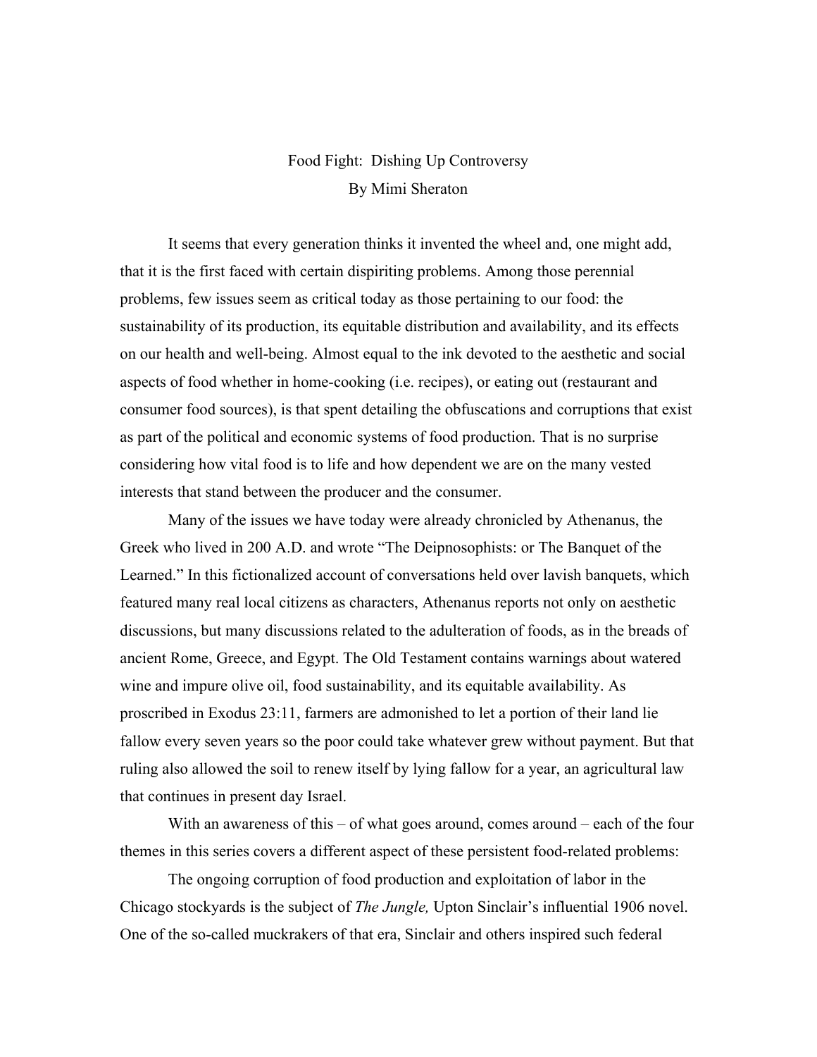# Food Fight: Dishing Up Controversy

By Mimi Sheraton

It seems that every generation thinks it invented the wheel and, one might add, that it is the first faced with certain dispiriting problems. Among those perennial problems, few issues seem as critical today as those pertaining to our food: the sustainability of its production, its equitable distribution and availability, and its effects on our health and well-being. Almost equal to the ink devoted to the aesthetic and social aspects of food whether in home-cooking (i.e. recipes), or eating out (restaurant and consumer food sources), is that spent detailing the obfuscations and corruptions that exist as part of the political and economic systems of food production. That is no surprise considering how vital food is to life and how dependent we are on the many vested interests that stand between the producer and the consumer.

Many of the issues we have today were already chronicled by Athenanus, the Greek who lived in 200 A.D. and wrote "The Deipnosophists: or The Banquet of the Learned." In this fictionalized account of conversations held over lavish banquets, which featured many real local citizens as characters, Athenanus reports not only on aesthetic discussions, but many discussions related to the adulteration of foods, as in the breads of ancient Rome, Greece, and Egypt. The Old Testament contains warnings about watered wine and impure olive oil, food sustainability, and its equitable availability. As proscribed in Exodus 23:11, farmers are admonished to let a portion of their land lie fallow every seven years so the poor could take whatever grew without payment. But that ruling also allowed the soil to renew itself by lying fallow for a year, an agricultural law that continues in present day Israel.

With an awareness of this – of what goes around, comes around – each of the four themes in this series covers a different aspect of these persistent food-related problems:

The ongoing corruption of food production and exploitation of labor in the Chicago stockyards is the subject of *The Jungle,* Upton Sinclair's influential 1906 novel. One of the so-called muckrakers of that era, Sinclair and others inspired such federal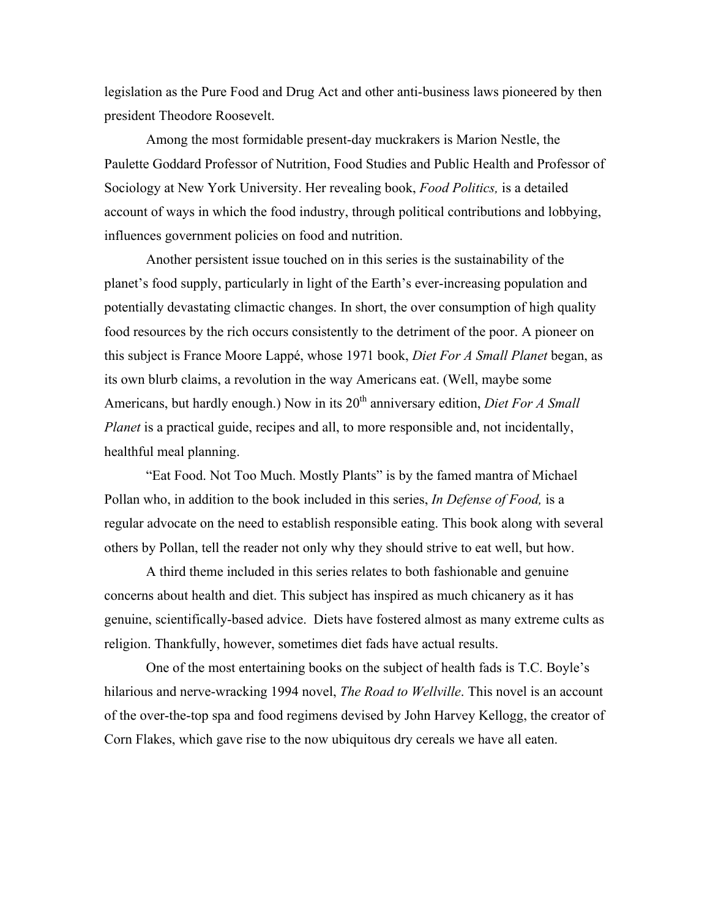legislation as the Pure Food and Drug Act and other anti-business laws pioneered by then president Theodore Roosevelt.

Among the most formidable present-day muckrakers is Marion Nestle, the Paulette Goddard Professor of Nutrition, Food Studies and Public Health and Professor of Sociology at New York University. Her revealing book, *Food Politics,* is a detailed account of ways in which the food industry, through political contributions and lobbying, influences government policies on food and nutrition.

Another persistent issue touched on in this series is the sustainability of the planet's food supply, particularly in light of the Earth's ever-increasing population and potentially devastating climactic changes. In short, the over consumption of high quality food resources by the rich occurs consistently to the detriment of the poor. A pioneer on this subject is France Moore Lappé, whose 1971 book, *Diet For A Small Planet* began, as its own blurb claims, a revolution in the way Americans eat. (Well, maybe some Americans, but hardly enough.) Now in its 20th anniversary edition, *Diet For A Small Planet* is a practical guide, recipes and all, to more responsible and, not incidentally, healthful meal planning.

"Eat Food. Not Too Much. Mostly Plants" is by the famed mantra of Michael Pollan who, in addition to the book included in this series, *In Defense of Food,* is a regular advocate on the need to establish responsible eating. This book along with several others by Pollan, tell the reader not only why they should strive to eat well, but how.

A third theme included in this series relates to both fashionable and genuine concerns about health and diet. This subject has inspired as much chicanery as it has genuine, scientifically-based advice. Diets have fostered almost as many extreme cults as religion. Thankfully, however, sometimes diet fads have actual results.

One of the most entertaining books on the subject of health fads is T.C. Boyle's hilarious and nerve-wracking 1994 novel, *The Road to Wellville*. This novel is an account of the over-the-top spa and food regimens devised by John Harvey Kellogg, the creator of Corn Flakes, which gave rise to the now ubiquitous dry cereals we have all eaten.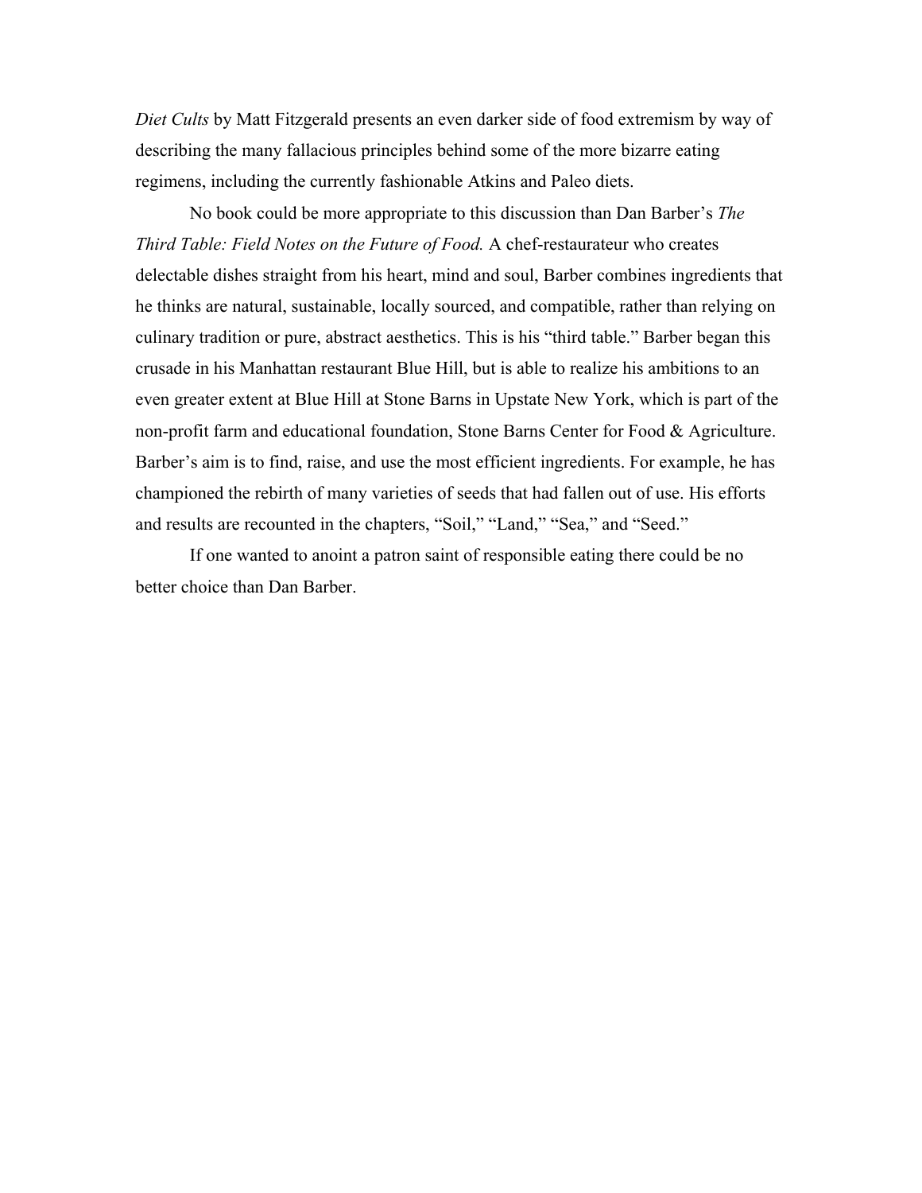*Diet Cults* by Matt Fitzgerald presents an even darker side of food extremism by way of describing the many fallacious principles behind some of the more bizarre eating regimens, including the currently fashionable Atkins and Paleo diets.

No book could be more appropriate to this discussion than Dan Barber's *The Third Table: Field Notes on the Future of Food.* A chef-restaurateur who creates delectable dishes straight from his heart, mind and soul, Barber combines ingredients that he thinks are natural, sustainable, locally sourced, and compatible, rather than relying on culinary tradition or pure, abstract aesthetics. This is his "third table." Barber began this crusade in his Manhattan restaurant Blue Hill, but is able to realize his ambitions to an even greater extent at Blue Hill at Stone Barns in Upstate New York, which is part of the non-profit farm and educational foundation, Stone Barns Center for Food & Agriculture. Barber's aim is to find, raise, and use the most efficient ingredients. For example, he has championed the rebirth of many varieties of seeds that had fallen out of use. His efforts and results are recounted in the chapters, "Soil," "Land," "Sea," and "Seed."

If one wanted to anoint a patron saint of responsible eating there could be no better choice than Dan Barber.